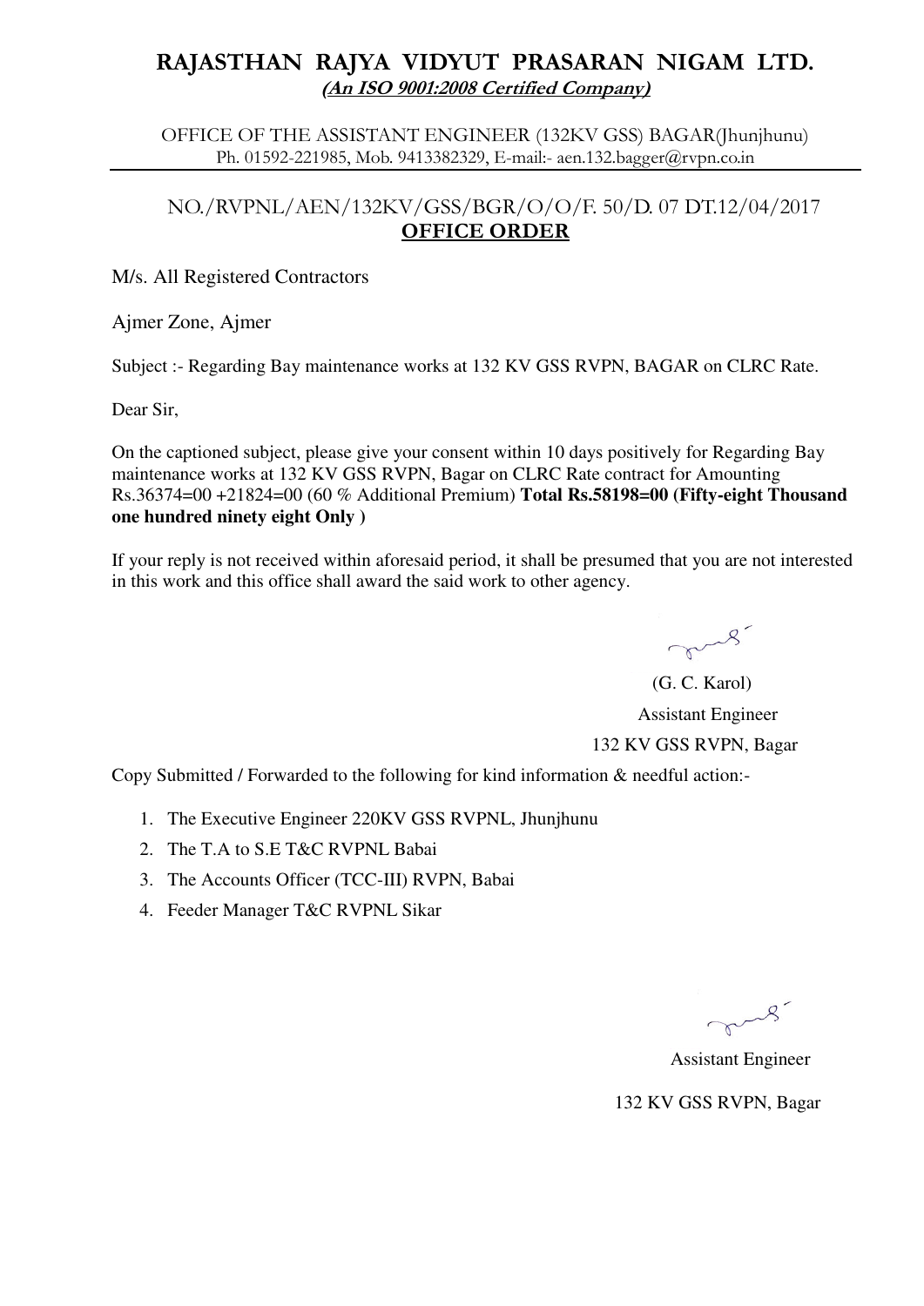# RAJASTHAN RAJYA VIDYUT PRASARAN NIGAM LTD.

***(An ISO 9001:2008 Certified Company)***

OFFICE OF THE ASSISTANT ENGINEER (132KV GSS) BAGAR(Jhunjhunu)
Ph. 01592-221985, Mob. 9413382329, E-mail:- aen.132.bagger@rvpn.co.in

NO./RVPNL/AEN/132KV/GSS/BGR/O/O/F. 50/D. 07 DT.12/04/2017

## OFFICE ORDER

M/s. All Registered Contractors

Ajmer Zone, Ajmer

Subject :- Regarding Bay maintenance works at 132 KV GSS RVPN, BAGAR on CLRC Rate.

Dear Sir,

On the captioned subject, please give your consent within 10 days positively for Regarding Bay maintenance works at 132 KV GSS RVPN, Bagar on CLRC Rate contract for Amounting Rs.36374=00 +21824=00 (60 % Additional Premium) **Total Rs.58198=00 (Fifty-eight Thousand one hundred ninety eight Only )**

If your reply is not received within aforesaid period, it shall be presumed that you are not interested in this work and this office shall award the said work to other agency.

(G. C. Karol)
Assistant Engineer
132 KV GSS RVPN, Bagar

Copy Submitted / Forwarded to the following for kind information & needful action:-

1. The Executive Engineer 220KV GSS RVPNL, Jhunjhunu
2. The T.A to S.E T&C RVPNL Babai
3. The Accounts Officer (TCC-III) RVPN, Babai
4. Feeder Manager T&C RVPNL Sikar

Assistant Engineer
132 KV GSS RVPN, Bagar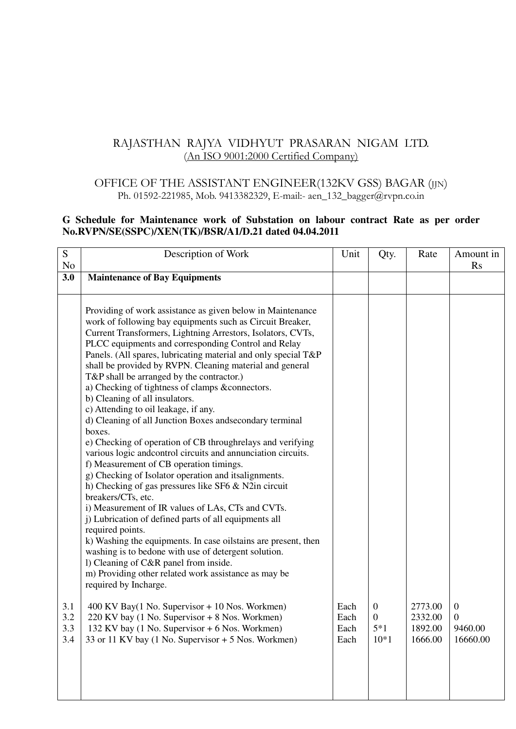RAJASTHAN RAJYA VIDHYUT PRASARAN NIGAM LTD.
(An ISO 9001:2000 Certified Company)

OFFICE OF THE ASSISTANT ENGINEER(132KV GSS) BAGAR (JJN)
Ph. 01592-221985, Mob. 9413382329, E-mail:- aen_132_bagger@rvpn.co.in

**G Schedule for Maintenance work of Substation on labour contract Rate as per order No.RVPN/SE(SSPC)/XEN(TK)/BSR/A1/D.21 dated 04.04.2011**

| S No | Description of Work | Unit | Qty. | Rate | Amount in Rs |
|---|---|---|---|---|---|
| **3.0** | **Maintenance of Bay Equipments** | | | | |
| | Providing of work assistance as given below in Maintenance work of following bay equipments such as Circuit Breaker, Current Transformers, Lightning Arrestors, Isolators, CVTs, PLCC equipments and corresponding Control and Relay Panels. (All spares, lubricating material and only special T&P shall be provided by RVPN. Cleaning material and general T&P shall be arranged by the contractor.)<br>a) Checking of tightness of clamps &connectors.<br>b) Cleaning of all insulators.<br>c) Attending to oil leakage, if any.<br>d) Cleaning of all Junction Boxes andsecondary terminal boxes.<br>e) Checking of operation of CB throughrelays and verifying various logic andcontrol circuits and annunciation circuits.<br>f) Measurement of CB operation timings.<br>g) Checking of Isolator operation and itsalignments.<br>h) Checking of gas pressures like SF6 & N2in circuit breakers/CTs, etc.<br>i) Measurement of IR values of LAs, CTs and CVTs.<br>j) Lubrication of defined parts of all equipments all required points.<br>k) Washing the equipments. In case oilstains are present, then washing is to bedone with use of detergent solution.<br>l) Cleaning of C&R panel from inside.<br>m) Providing other related work assistance as may be required by Incharge. | | | | |
| 3.1 | 400 KV Bay(1 No. Supervisor + 10 Nos. Workmen) | Each | 0 | 2773.00 | 0 |
| 3.2 | 220 KV bay (1 No. Supervisor + 8 Nos. Workmen) | Each | 0 | 2332.00 | 0 |
| 3.3 | 132 KV bay (1 No. Supervisor + 6 Nos. Workmen) | Each | 5*1 | 1892.00 | 9460.00 |
| 3.4 | 33 or 11 KV bay (1 No. Supervisor + 5 Nos. Workmen) | Each | 10*1 | 1666.00 | 16660.00 |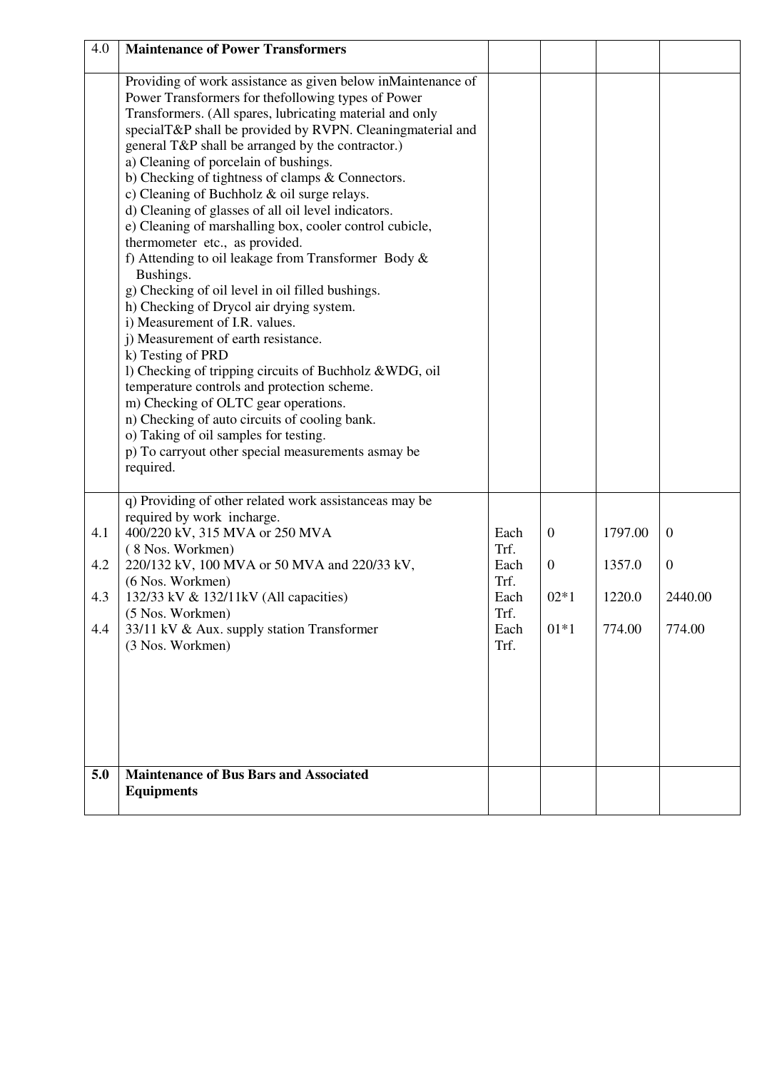| | | | | | |
|---|---|---|---|---|---|
| 4.0 | **Maintenance of Power Transformers** | | | | |
| | Providing of work assistance as given below inMaintenance of Power Transformers for thefollowing types of Power Transformers. (All spares, lubricating material and only specialT&P shall be provided by RVPN. Cleaningmaterial and general T&P shall be arranged by the contractor.)<br>a) Cleaning of porcelain of bushings.<br>b) Checking of tightness of clamps & Connectors.<br>c) Cleaning of Buchholz & oil surge relays.<br>d) Cleaning of glasses of all oil level indicators.<br>e) Cleaning of marshalling box, cooler control cubicle, thermometer etc., as provided.<br>f) Attending to oil leakage from Transformer Body & Bushings.<br>g) Checking of oil level in oil filled bushings.<br>h) Checking of Drycol air drying system.<br>i) Measurement of I.R. values.<br>j) Measurement of earth resistance.<br>k) Testing of PRD<br>l) Checking of tripping circuits of Buchholz &WDG, oil temperature controls and protection scheme.<br>m) Checking of OLTC gear operations.<br>n) Checking of auto circuits of cooling bank.<br>o) Taking of oil samples for testing.<br>p) To carryout other special measurements asmay be required. | | | | |
| | q) Providing of other related work assistanceas may be required by work incharge. | | | | |
| 4.1 | 400/220 kV, 315 MVA or 250 MVA<br>( 8 Nos. Workmen) | Each Trf. | 0 | 1797.00 | 0 |
| 4.2 | 220/132 kV, 100 MVA or 50 MVA and 220/33 kV,<br>(6 Nos. Workmen) | Each Trf. | 0 | 1357.0 | 0 |
| 4.3 | 132/33 kV & 132/11kV (All capacities)<br>(5 Nos. Workmen) | Each Trf. | 02*1 | 1220.0 | 2440.00 |
| 4.4 | 33/11 kV & Aux. supply station Transformer<br>(3 Nos. Workmen) | Each Trf. | 01*1 | 774.00 | 774.00 |
| **5.0** | **Maintenance of Bus Bars and Associated Equipments** | | | | |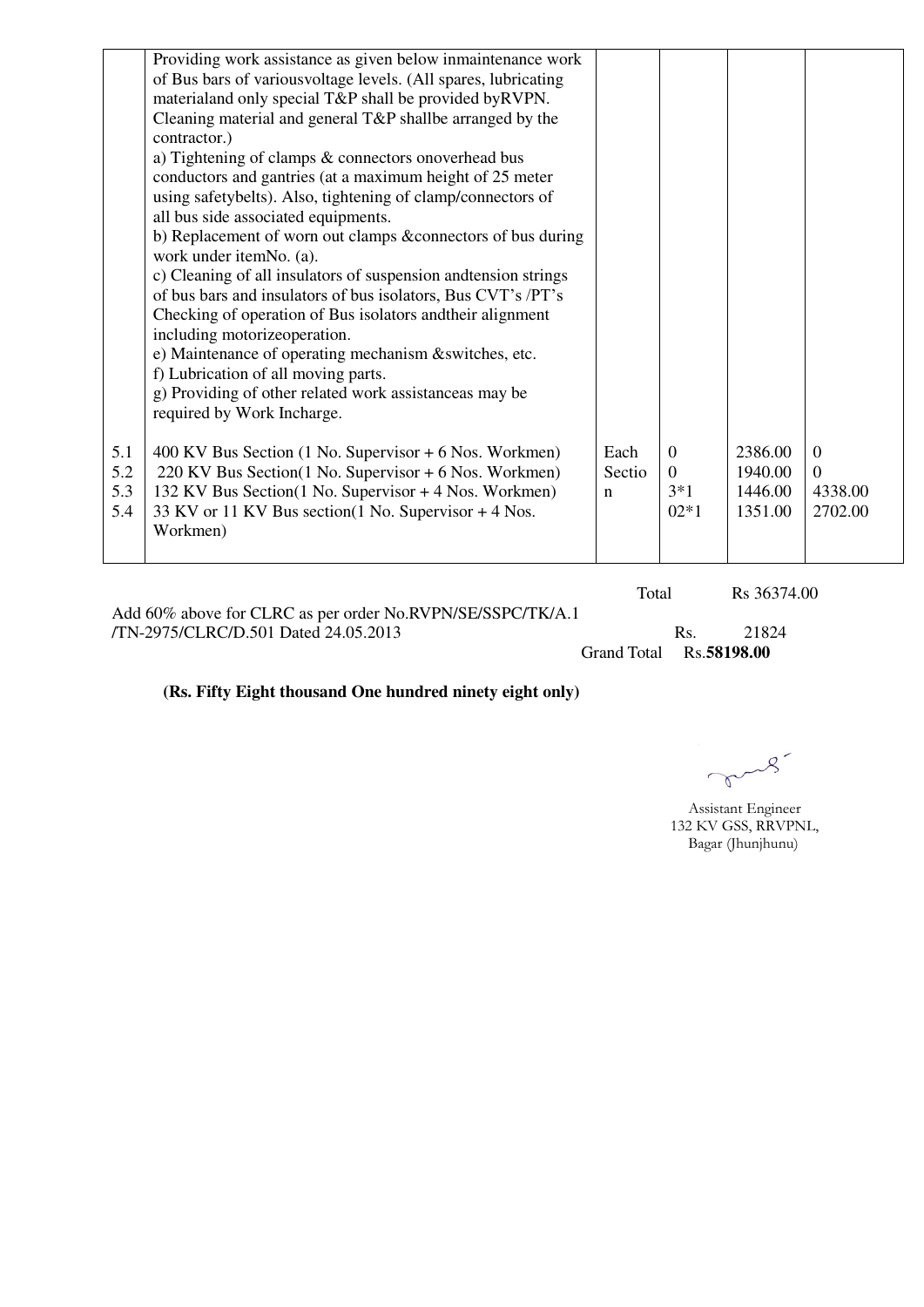| | | | | | |
|---|---|---|---|---|---|
| | Providing work assistance as given below inmaintenance work of Bus bars of variousvoltage levels. (All spares, lubricating materialand only special T&P shall be provided byRVPN. Cleaning material and general T&P shallbe arranged by the contractor.)<br>a) Tightening of clamps & connectors onoverhead bus conductors and gantries (at a maximum height of 25 meter using safetybelts). Also, tightening of clamp/connectors of all bus side associated equipments.<br>b) Replacement of worn out clamps &connectors of bus during work under itemNo. (a).<br>c) Cleaning of all insulators of suspension andtension strings of bus bars and insulators of bus isolators, Bus CVT's /PT's Checking of operation of Bus isolators andtheir alignment including motorizeoperation.<br>e) Maintenance of operating mechanism &switches, etc.<br>f) Lubrication of all moving parts.<br>g) Providing of other related work assistanceas may be required by Work Incharge. | | | | |
| 5.1 | 400 KV Bus Section (1 No. Supervisor + 6 Nos. Workmen) | Each Section | 0 | 2386.00 | 0 |
| 5.2 | 220 KV Bus Section(1 No. Supervisor + 6 Nos. Workmen) | | 0 | 1940.00 | 0 |
| 5.3 | 132 KV Bus Section(1 No. Supervisor + 4 Nos. Workmen) | | 3*1 | 1446.00 | 4338.00 |
| 5.4 | 33 KV or 11 KV Bus section(1 No. Supervisor + 4 Nos. Workmen) | | 02*1 | 1351.00 | 2702.00 |

Total Rs 36374.00

Add 60% above for CLRC as per order No.RVPN/SE/SSPC/TK/A.1 /TN-2975/CLRC/D.501 Dated 24.05.2013 Rs. 21824

Grand Total Rs.**58198.00**

**(Rs. Fifty Eight thousand One hundred ninety eight only)**

Assistant Engineer
132 KV GSS, RRVPNL,
Bagar (Jhunjhunu)